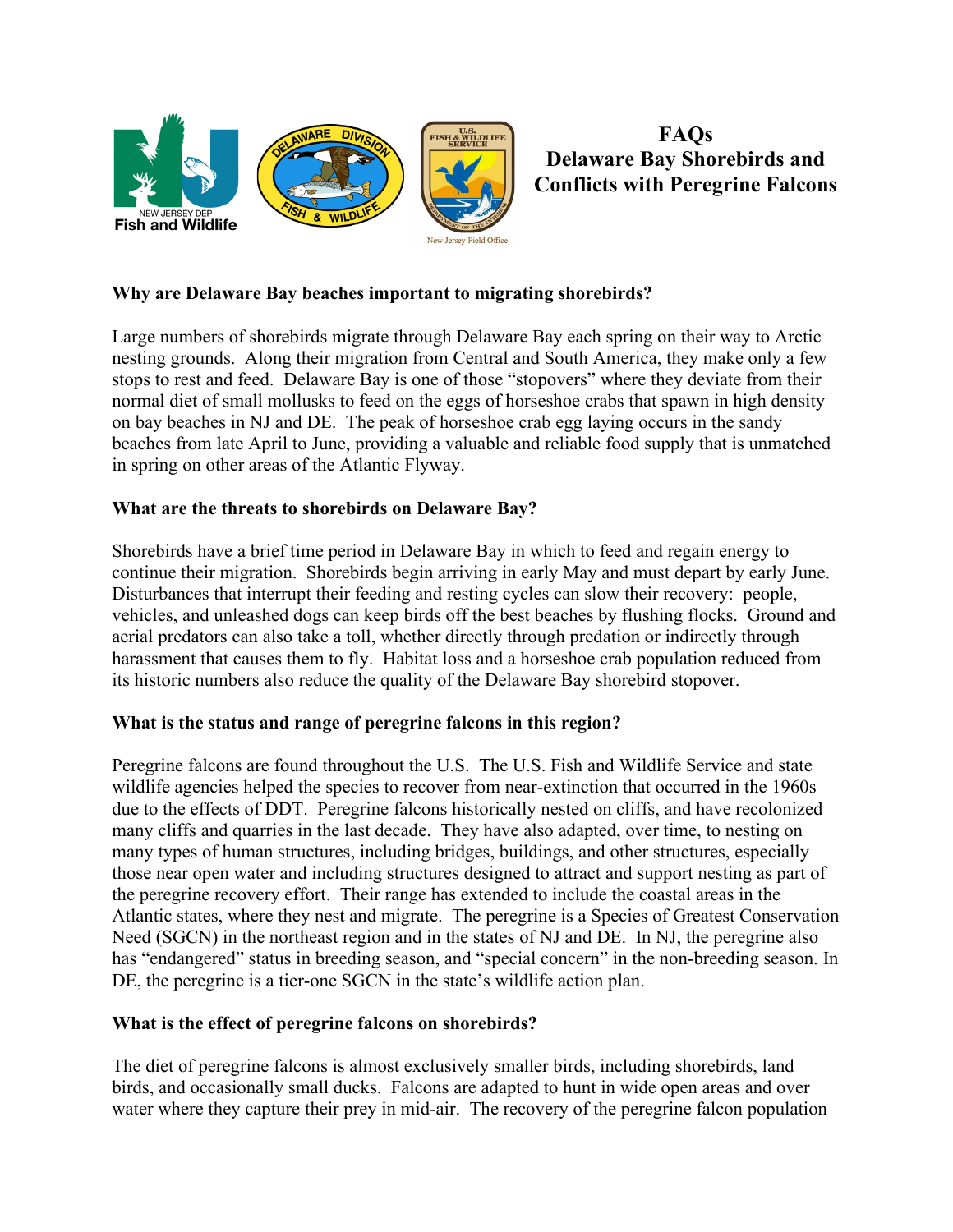# FAQs
# Delaware Bay Shorebirds and Conflicts with Peregrine Falcons

**Why are Delaware Bay beaches important to migrating shorebirds?**

Large numbers of shorebirds migrate through Delaware Bay each spring on their way to Arctic nesting grounds. Along their migration from Central and South America, they make only a few stops to rest and feed. Delaware Bay is one of those "stopovers" where they deviate from their normal diet of small mollusks to feed on the eggs of horseshoe crabs that spawn in high density on bay beaches in NJ and DE. The peak of horseshoe crab egg laying occurs in the sandy beaches from late April to June, providing a valuable and reliable food supply that is unmatched in spring on other areas of the Atlantic Flyway.

**What are the threats to shorebirds on Delaware Bay?**

Shorebirds have a brief time period in Delaware Bay in which to feed and regain energy to continue their migration. Shorebirds begin arriving in early May and must depart by early June. Disturbances that interrupt their feeding and resting cycles can slow their recovery: people, vehicles, and unleashed dogs can keep birds off the best beaches by flushing flocks. Ground and aerial predators can also take a toll, whether directly through predation or indirectly through harassment that causes them to fly. Habitat loss and a horseshoe crab population reduced from its historic numbers also reduce the quality of the Delaware Bay shorebird stopover.

**What is the status and range of peregrine falcons in this region?**

Peregrine falcons are found throughout the U.S. The U.S. Fish and Wildlife Service and state wildlife agencies helped the species to recover from near-extinction that occurred in the 1960s due to the effects of DDT. Peregrine falcons historically nested on cliffs, and have recolonized many cliffs and quarries in the last decade. They have also adapted, over time, to nesting on many types of human structures, including bridges, buildings, and other structures, especially those near open water and including structures designed to attract and support nesting as part of the peregrine recovery effort. Their range has extended to include the coastal areas in the Atlantic states, where they nest and migrate. The peregrine is a Species of Greatest Conservation Need (SGCN) in the northeast region and in the states of NJ and DE. In NJ, the peregrine also has "endangered" status in breeding season, and "special concern" in the non-breeding season. In DE, the peregrine is a tier-one SGCN in the state's wildlife action plan.

**What is the effect of peregrine falcons on shorebirds?**

The diet of peregrine falcons is almost exclusively smaller birds, including shorebirds, land birds, and occasionally small ducks. Falcons are adapted to hunt in wide open areas and over water where they capture their prey in mid-air. The recovery of the peregrine falcon population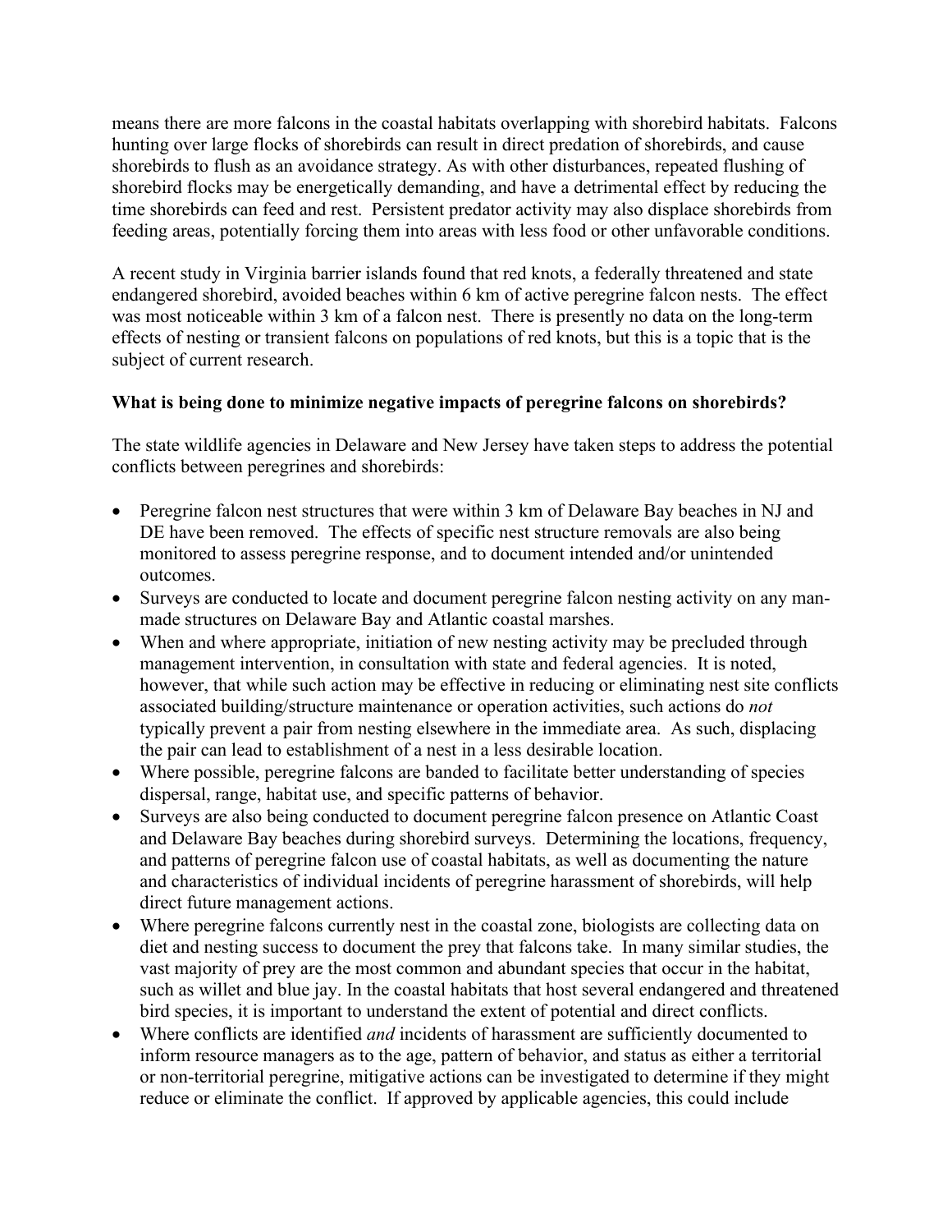means there are more falcons in the coastal habitats overlapping with shorebird habitats. Falcons hunting over large flocks of shorebirds can result in direct predation of shorebirds, and cause shorebirds to flush as an avoidance strategy. As with other disturbances, repeated flushing of shorebird flocks may be energetically demanding, and have a detrimental effect by reducing the time shorebirds can feed and rest. Persistent predator activity may also displace shorebirds from feeding areas, potentially forcing them into areas with less food or other unfavorable conditions.

A recent study in Virginia barrier islands found that red knots, a federally threatened and state endangered shorebird, avoided beaches within 6 km of active peregrine falcon nests. The effect was most noticeable within 3 km of a falcon nest. There is presently no data on the long-term effects of nesting or transient falcons on populations of red knots, but this is a topic that is the subject of current research.

**What is being done to minimize negative impacts of peregrine falcons on shorebirds?**

The state wildlife agencies in Delaware and New Jersey have taken steps to address the potential conflicts between peregrines and shorebirds:

- Peregrine falcon nest structures that were within 3 km of Delaware Bay beaches in NJ and DE have been removed. The effects of specific nest structure removals are also being monitored to assess peregrine response, and to document intended and/or unintended outcomes.
- Surveys are conducted to locate and document peregrine falcon nesting activity on any man-made structures on Delaware Bay and Atlantic coastal marshes.
- When and where appropriate, initiation of new nesting activity may be precluded through management intervention, in consultation with state and federal agencies. It is noted, however, that while such action may be effective in reducing or eliminating nest site conflicts associated building/structure maintenance or operation activities, such actions do *not* typically prevent a pair from nesting elsewhere in the immediate area. As such, displacing the pair can lead to establishment of a nest in a less desirable location.
- Where possible, peregrine falcons are banded to facilitate better understanding of species dispersal, range, habitat use, and specific patterns of behavior.
- Surveys are also being conducted to document peregrine falcon presence on Atlantic Coast and Delaware Bay beaches during shorebird surveys. Determining the locations, frequency, and patterns of peregrine falcon use of coastal habitats, as well as documenting the nature and characteristics of individual incidents of peregrine harassment of shorebirds, will help direct future management actions.
- Where peregrine falcons currently nest in the coastal zone, biologists are collecting data on diet and nesting success to document the prey that falcons take. In many similar studies, the vast majority of prey are the most common and abundant species that occur in the habitat, such as willet and blue jay. In the coastal habitats that host several endangered and threatened bird species, it is important to understand the extent of potential and direct conflicts.
- Where conflicts are identified *and* incidents of harassment are sufficiently documented to inform resource managers as to the age, pattern of behavior, and status as either a territorial or non-territorial peregrine, mitigative actions can be investigated to determine if they might reduce or eliminate the conflict. If approved by applicable agencies, this could include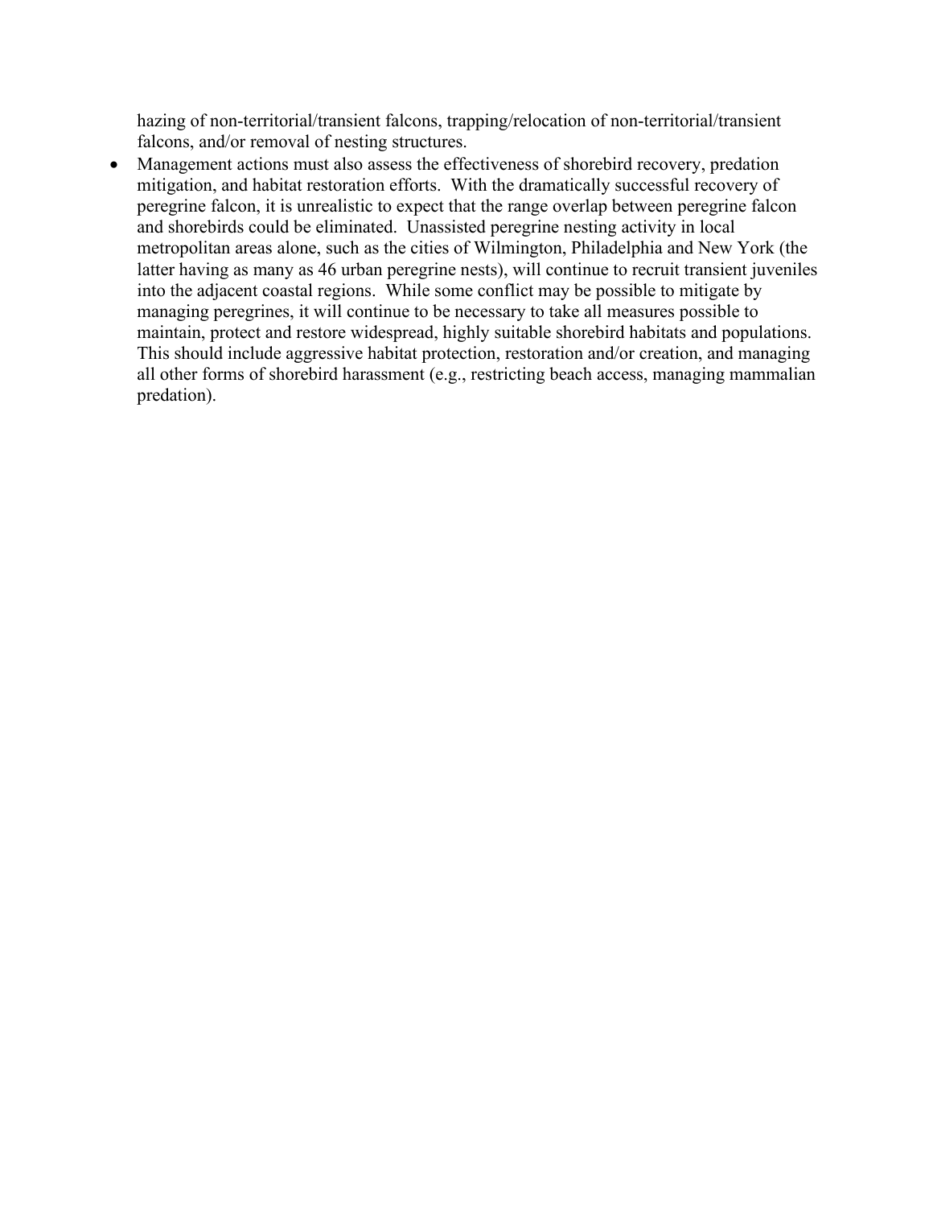hazing of non-territorial/transient falcons, trapping/relocation of non-territorial/transient falcons, and/or removal of nesting structures.

- Management actions must also assess the effectiveness of shorebird recovery, predation mitigation, and habitat restoration efforts. With the dramatically successful recovery of peregrine falcon, it is unrealistic to expect that the range overlap between peregrine falcon and shorebirds could be eliminated. Unassisted peregrine nesting activity in local metropolitan areas alone, such as the cities of Wilmington, Philadelphia and New York (the latter having as many as 46 urban peregrine nests), will continue to recruit transient juveniles into the adjacent coastal regions. While some conflict may be possible to mitigate by managing peregrines, it will continue to be necessary to take all measures possible to maintain, protect and restore widespread, highly suitable shorebird habitats and populations. This should include aggressive habitat protection, restoration and/or creation, and managing all other forms of shorebird harassment (e.g., restricting beach access, managing mammalian predation).